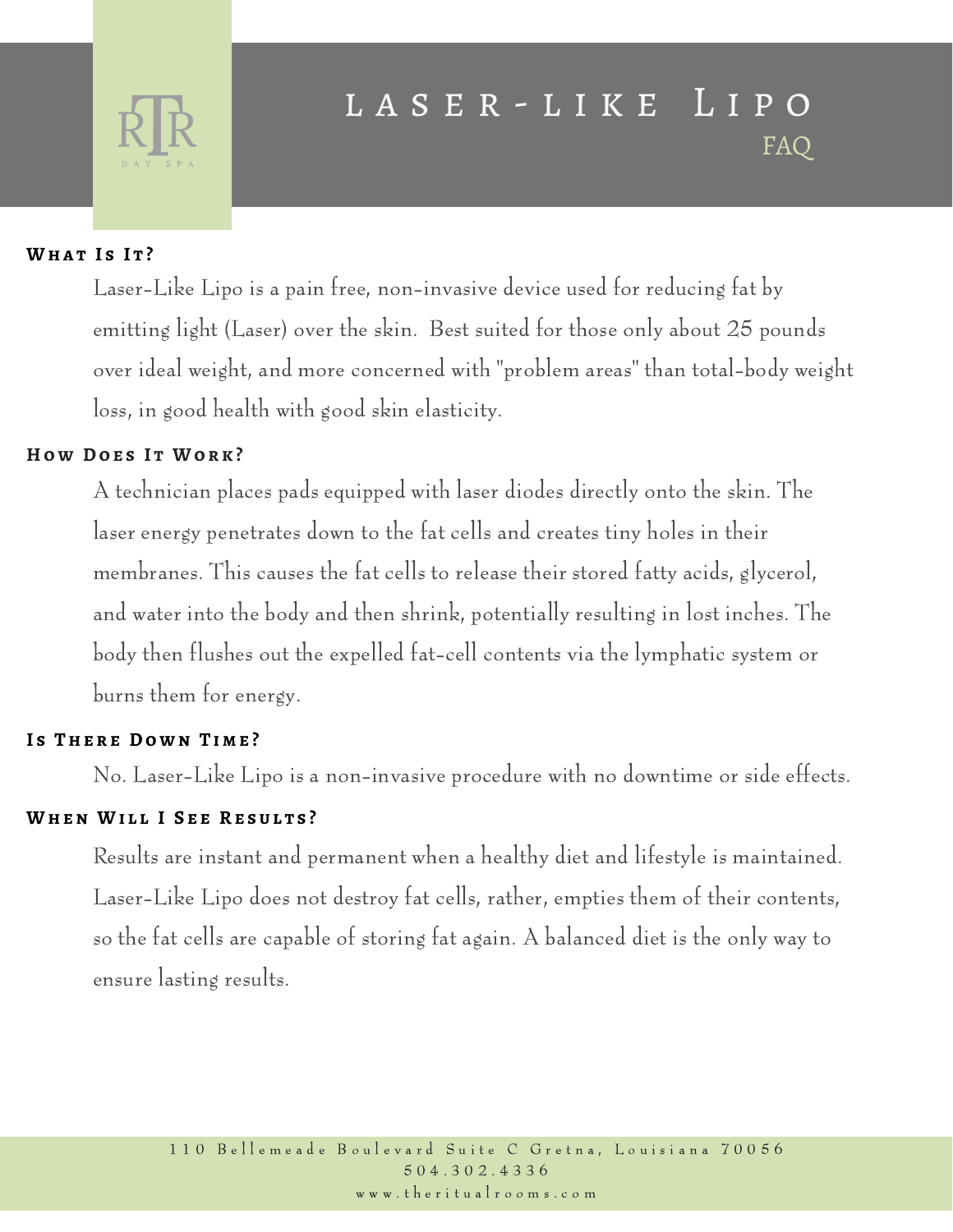# Laser-Like Lipo

FAQ

## What Is It?

Laser-Like Lipo is a pain free, non-invasive device used for reducing fat by emitting light (Laser) over the skin. Best suited for those only about 25 pounds over ideal weight, and more concerned with "problem areas" than total-body weight loss, in good health with good skin elasticity.

## How Does It Work?

A technician places pads equipped with laser diodes directly onto the skin. The laser energy penetrates down to the fat cells and creates tiny holes in their membranes. This causes the fat cells to release their stored fatty acids, glycerol, and water into the body and then shrink, potentially resulting in lost inches. The body then flushes out the expelled fat-cell contents via the lymphatic system or burns them for energy.

## Is There Down Time?

No. Laser-Like Lipo is a non-invasive procedure with no downtime or side effects.

## When Will I See Results?

Results are instant and permanent when a healthy diet and lifestyle is maintained. Laser-Like Lipo does not destroy fat cells, rather, empties them of their contents, so the fat cells are capable of storing fat again. A balanced diet is the only way to ensure lasting results.

110 Bellemeade Boulevard Suite C Gretna, Louisiana 70056
504.302.4336
www.theritualrooms.com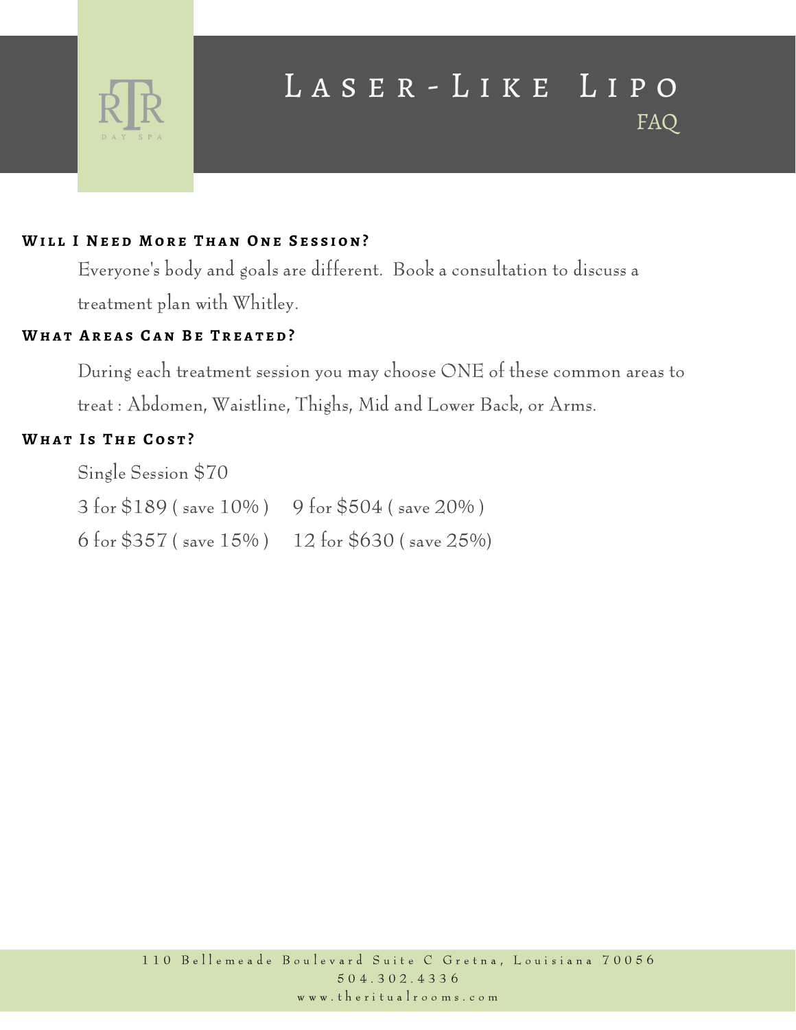# Laser-Like Lipo

## FAQ

### Will I Need More Than One Session?

Everyone's body and goals are different. Book a consultation to discuss a treatment plan with Whitley.

### What Areas Can Be Treated?

During each treatment session you may choose ONE of these common areas to treat : Abdomen, Waistline, Thighs, Mid and Lower Back, or Arms.

### What Is The Cost?

Single Session $70

3 for $189 ( save 10% )

6 for $357 ( save 15% )

9 for $504 ( save 20% )

12 for $630 ( save 25%)

110 Bellemeade Boulevard Suite C Gretna, Louisiana 70056
504.302.4336
www.theritualrooms.com